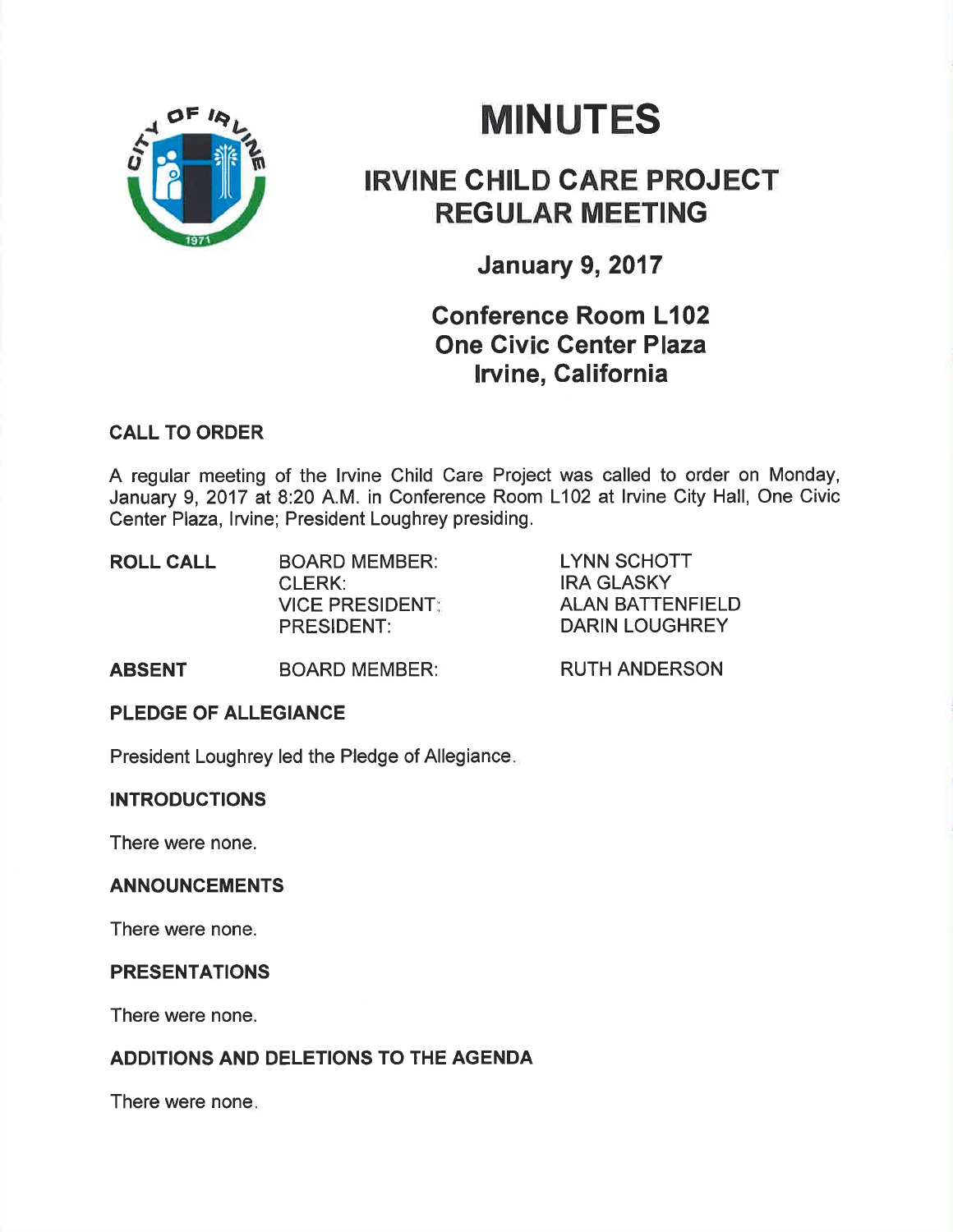# MINUTES

## IRVINE CHILD CARE PROJECT REGULAR MEETING

### January 9, 2017

### Conference Room L102
### One Civic Center Plaza
### Irvine, California

**CALL TO ORDER**

A regular meeting of the Irvine Child Care Project was called to order on Monday, January 9, 2017 at 8:20 A.M. in Conference Room L102 at Irvine City Hall, One Civic Center Plaza, Irvine; President Loughrey presiding.

| | | |
|---|---|---|
| **ROLL CALL** | BOARD MEMBER: | LYNN SCHOTT |
| | CLERK: | IRA GLASKY |
| | VICE PRESIDENT: | ALAN BATTENFIELD |
| | PRESIDENT: | DARIN LOUGHREY |
| **ABSENT** | BOARD MEMBER: | RUTH ANDERSON |

**PLEDGE OF ALLEGIANCE**

President Loughrey led the Pledge of Allegiance.

**INTRODUCTIONS**

There were none.

**ANNOUNCEMENTS**

There were none.

**PRESENTATIONS**

There were none.

**ADDITIONS AND DELETIONS TO THE AGENDA**

There were none.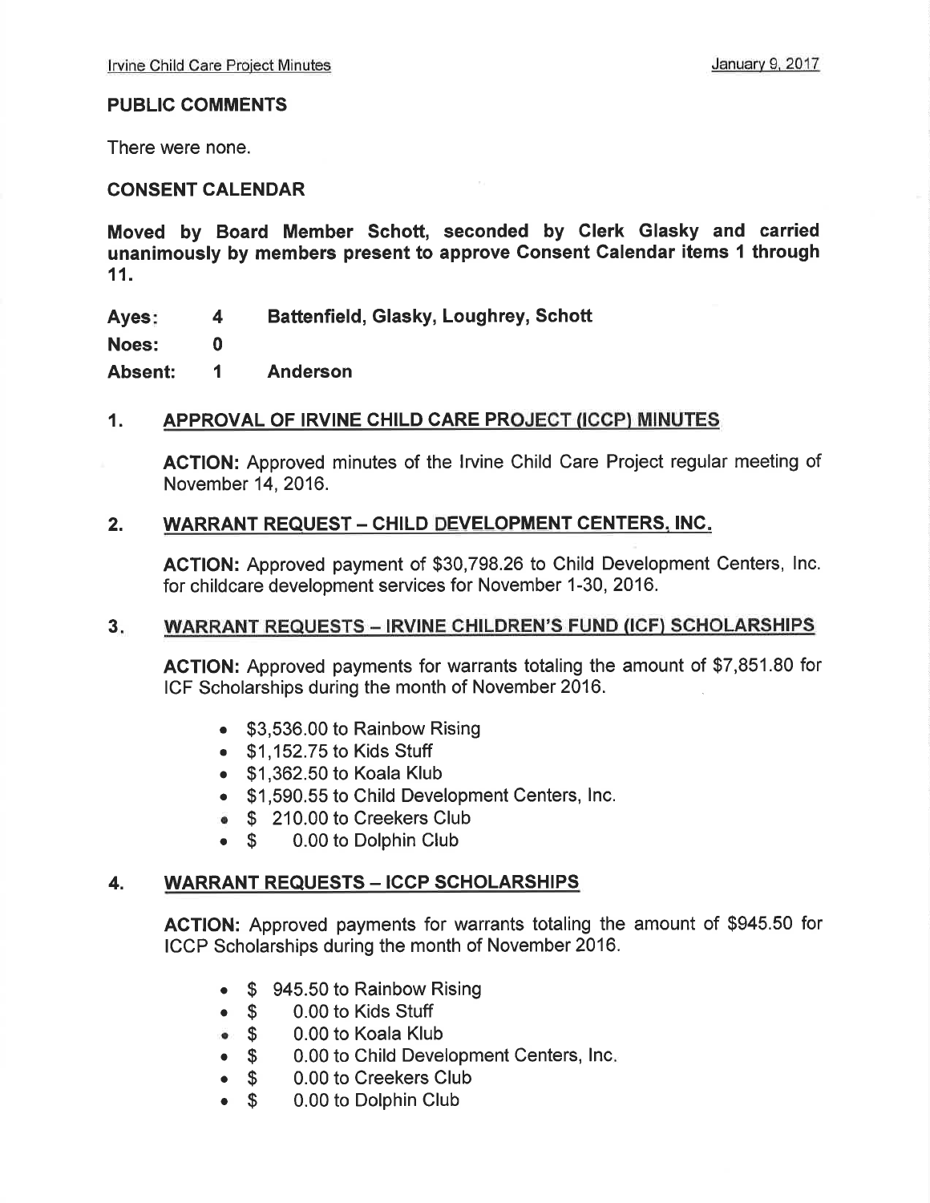## PUBLIC COMMENTS

There were none.

## CONSENT CALENDAR

**Moved by Board Member Schott, seconded by Clerk Glasky and carried unanimously by members present to approve Consent Calendar items 1 through 11.**

| | | |
|---|---|---|
| **Ayes:** | **4** | **Battenfield, Glasky, Loughrey, Schott** |
| **Noes:** | **0** | |
| **Absent:** | **1** | **Anderson** |

### 1. APPROVAL OF IRVINE CHILD CARE PROJECT (ICCP) MINUTES

**ACTION:** Approved minutes of the Irvine Child Care Project regular meeting of November 14, 2016.

### 2. WARRANT REQUEST – CHILD DEVELOPMENT CENTERS, INC.

**ACTION:** Approved payment of $30,798.26 to Child Development Centers, Inc. for childcare development services for November 1-30, 2016.

### 3. WARRANT REQUESTS – IRVINE CHILDREN'S FUND (ICF) SCHOLARSHIPS

**ACTION:** Approved payments for warrants totaling the amount of $7,851.80 for ICF Scholarships during the month of November 2016.

- $3,536.00 to Rainbow Rising
- $1,152.75 to Kids Stuff
- $1,362.50 to Koala Klub
- $1,590.55 to Child Development Centers, Inc.
- $ 210.00 to Creekers Club
- $ 0.00 to Dolphin Club

### 4. WARRANT REQUESTS – ICCP SCHOLARSHIPS

**ACTION:** Approved payments for warrants totaling the amount of $945.50 for ICCP Scholarships during the month of November 2016.

- $ 945.50 to Rainbow Rising
- $ 0.00 to Kids Stuff
- $ 0.00 to Koala Klub
- $ 0.00 to Child Development Centers, Inc.
- $ 0.00 to Creekers Club
- $ 0.00 to Dolphin Club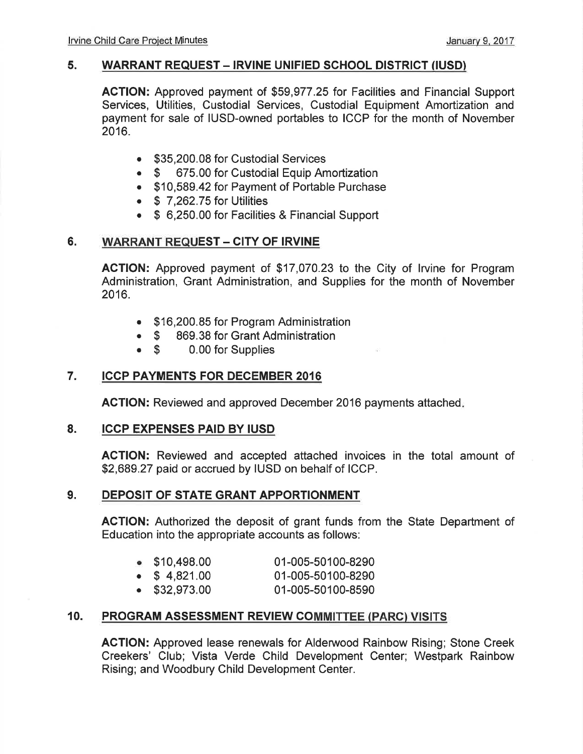## 5. WARRANT REQUEST – IRVINE UNIFIED SCHOOL DISTRICT (IUSD)

**ACTION:** Approved payment of $59,977.25 for Facilities and Financial Support Services, Utilities, Custodial Services, Custodial Equipment Amortization and payment for sale of IUSD-owned portables to ICCP for the month of November 2016.

- $35,200.08 for Custodial Services
- $ 675.00 for Custodial Equip Amortization
- $10,589.42 for Payment of Portable Purchase
- $ 7,262.75 for Utilities
- $ 6,250.00 for Facilities & Financial Support

## 6. WARRANT REQUEST – CITY OF IRVINE

**ACTION:** Approved payment of $17,070.23 to the City of Irvine for Program Administration, Grant Administration, and Supplies for the month of November 2016.

- $16,200.85 for Program Administration
- $ 869.38 for Grant Administration
- $ 0.00 for Supplies

## 7. ICCP PAYMENTS FOR DECEMBER 2016

**ACTION:** Reviewed and approved December 2016 payments attached.

## 8. ICCP EXPENSES PAID BY IUSD

**ACTION:** Reviewed and accepted attached invoices in the total amount of $2,689.27 paid or accrued by IUSD on behalf of ICCP.

## 9. DEPOSIT OF STATE GRANT APPORTIONMENT

**ACTION:** Authorized the deposit of grant funds from the State Department of Education into the appropriate accounts as follows:

- $10,498.00 01-005-50100-8290
- $ 4,821.00 01-005-50100-8290
- $32,973.00 01-005-50100-8590

## 10. PROGRAM ASSESSMENT REVIEW COMMITTEE (PARC) VISITS

**ACTION:** Approved lease renewals for Alderwood Rainbow Rising; Stone Creek Creekers' Club; Vista Verde Child Development Center; Westpark Rainbow Rising; and Woodbury Child Development Center.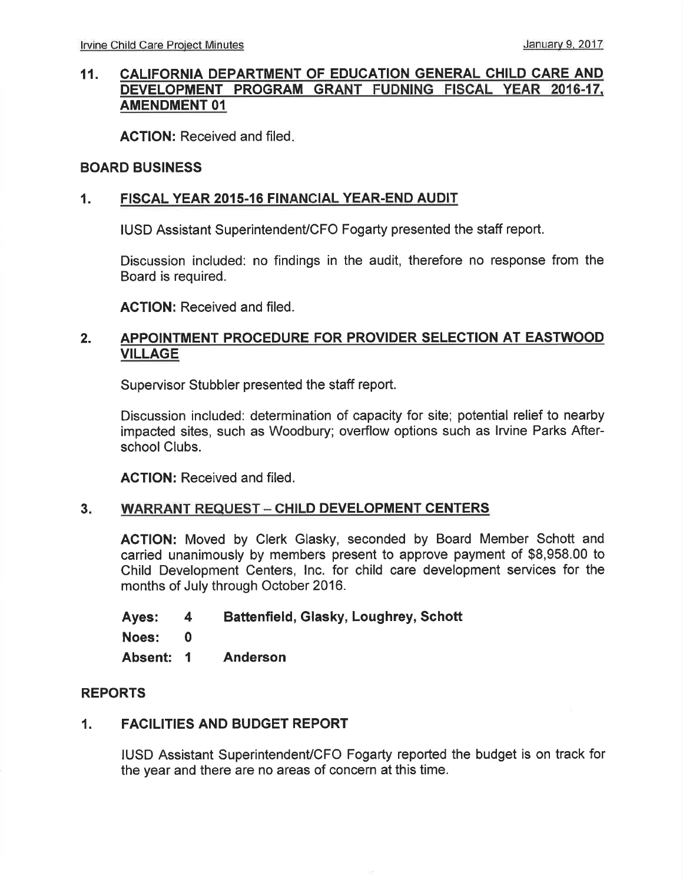## 11. CALIFORNIA DEPARTMENT OF EDUCATION GENERAL CHILD CARE AND DEVELOPMENT PROGRAM GRANT FUDNING FISCAL YEAR 2016-17, AMENDMENT 01

**ACTION:** Received and filed.

## BOARD BUSINESS

### 1. FISCAL YEAR 2015-16 FINANCIAL YEAR-END AUDIT

IUSD Assistant Superintendent/CFO Fogarty presented the staff report.

Discussion included: no findings in the audit, therefore no response from the Board is required.

**ACTION:** Received and filed.

### 2. APPOINTMENT PROCEDURE FOR PROVIDER SELECTION AT EASTWOOD VILLAGE

Supervisor Stubbler presented the staff report.

Discussion included: determination of capacity for site; potential relief to nearby impacted sites, such as Woodbury; overflow options such as Irvine Parks Afterschool Clubs.

**ACTION:** Received and filed.

### 3. WARRANT REQUEST – CHILD DEVELOPMENT CENTERS

**ACTION:** Moved by Clerk Glasky, seconded by Board Member Schott and carried unanimously by members present to approve payment of $8,958.00 to Child Development Centers, Inc. for child care development services for the months of July through October 2016.

| | | |
|---|---|---|
| **Ayes:** | **4** | **Battenfield, Glasky, Loughrey, Schott** |
| **Noes:** | **0** | |
| **Absent:** | **1** | **Anderson** |

## REPORTS

### 1. FACILITIES AND BUDGET REPORT

IUSD Assistant Superintendent/CFO Fogarty reported the budget is on track for the year and there are no areas of concern at this time.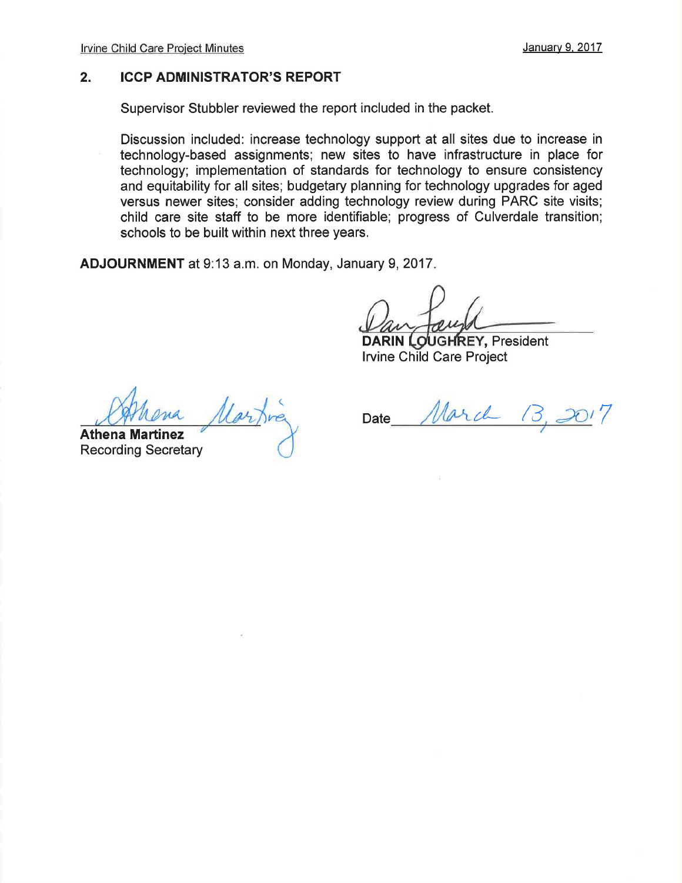## 2. ICCP ADMINISTRATOR'S REPORT

Supervisor Stubbler reviewed the report included in the packet.

Discussion included: increase technology support at all sites due to increase in technology-based assignments; new sites to have infrastructure in place for technology; implementation of standards for technology to ensure consistency and equitability for all sites; budgetary planning for technology upgrades for aged versus newer sites; consider adding technology review during PARC site visits; child care site staff to be more identifiable; progress of Culverdale transition; schools to be built within next three years.

**ADJOURNMENT** at 9:13 a.m. on Monday, January 9, 2017.

**DARIN LOUGHREY,** President
Irvine Child Care Project

**Athena Martinez**
Recording Secretary

Date March 13, 2017